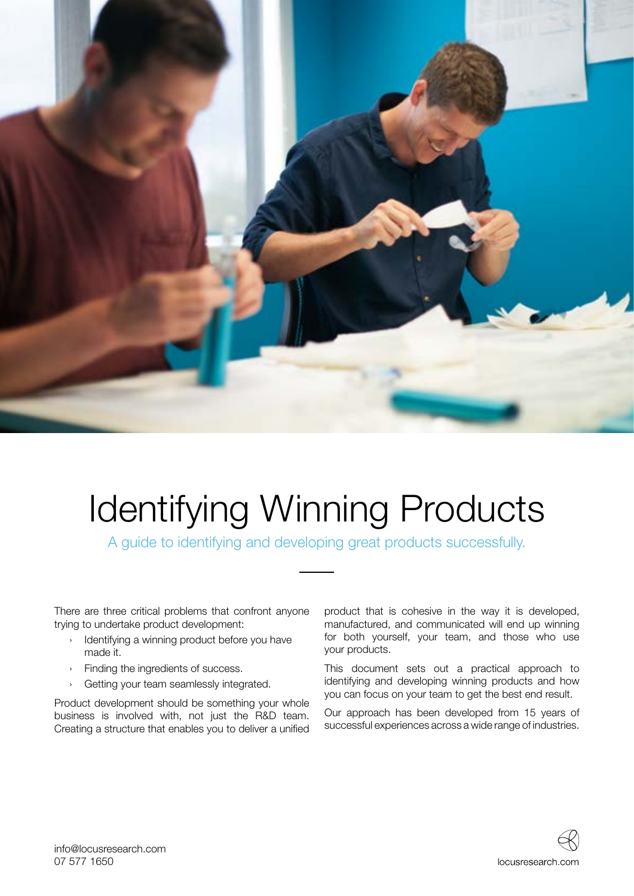# Identifying Winning Products

A guide to identifying and developing great products successfully.

There are three critical problems that confront anyone trying to undertake product development:

- Identifying a winning product before you have made it.
- Finding the ingredients of success.
- Getting your team seamlessly integrated.

Product development should be something your whole business is involved with, not just the R&D team. Creating a structure that enables you to deliver a unified product that is cohesive in the way it is developed, manufactured, and communicated will end up winning for both yourself, your team, and those who use your products.

This document sets out a practical approach to identifying and developing winning products and how you can focus on your team to get the best end result.

Our approach has been developed from 15 years of successful experiences across a wide range of industries.

info@locusresearch.com
07 577 1650

locusresearch.com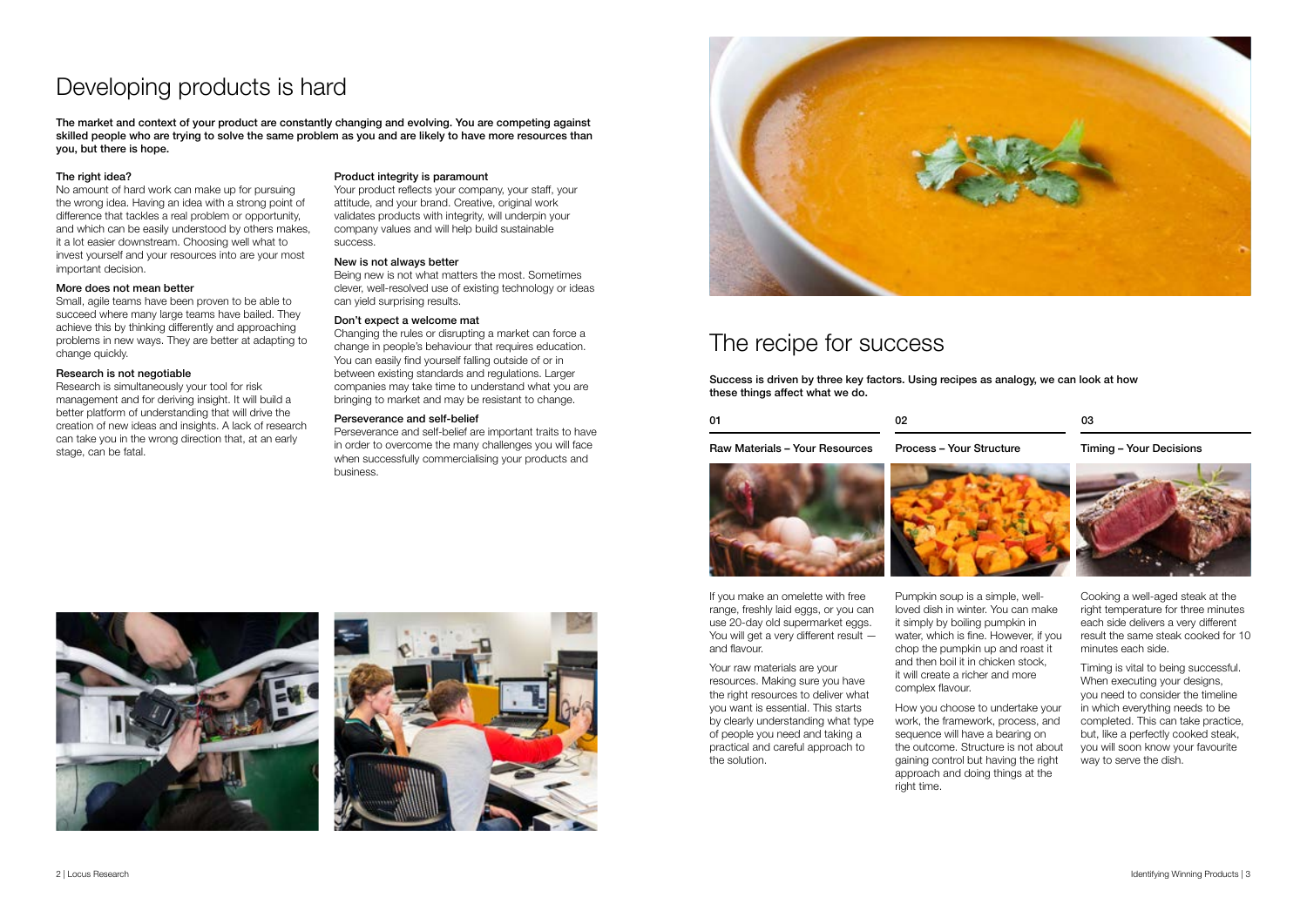# Developing products is hard

**The market and context of your product are constantly changing and evolving. You are competing against skilled people who are trying to solve the same problem as you and are likely to have more resources than you, but there is hope.**

### The right idea?

No amount of hard work can make up for pursuing the wrong idea. Having an idea with a strong point of difference that tackles a real problem or opportunity, and which can be easily understood by others makes, it a lot easier downstream. Choosing well what to invest yourself and your resources into are your most important decision.

### More does not mean better

Small, agile teams have been proven to be able to succeed where many large teams have bailed. They achieve this by thinking differently and approaching problems in new ways. They are better at adapting to change quickly.

### Research is not negotiable

Research is simultaneously your tool for risk management and for deriving insight. It will build a better platform of understanding that will drive the creation of new ideas and insights. A lack of research can take you in the wrong direction that, at an early stage, can be fatal.

### Product integrity is paramount

Your product reflects your company, your staff, your attitude, and your brand. Creative, original work validates products with integrity, will underpin your company values and will help build sustainable success.

### New is not always better

Being new is not what matters the most. Sometimes clever, well-resolved use of existing technology or ideas can yield surprising results.

### Don't expect a welcome mat

Changing the rules or disrupting a market can force a change in people's behaviour that requires education. You can easily find yourself falling outside of or in between existing standards and regulations. Larger companies may take time to understand what you are bringing to market and may be resistant to change.

### Perseverance and self-belief

Perseverance and self-belief are important traits to have in order to overcome the many challenges you will face when successfully commercialising your products and business.

# The recipe for success

**Success is driven by three key factors. Using recipes as analogy, we can look at how these things affect what we do.**

### 01 Raw Materials – Your Resources

If you make an omelette with free range, freshly laid eggs, or you can use 20-day old supermarket eggs. You will get a very different result — and flavour.

Your raw materials are your resources. Making sure you have the right resources to deliver what you want is essential. This starts by clearly understanding what type of people you need and taking a practical and careful approach to the solution.

### 02 Process – Your Structure

Pumpkin soup is a simple, well-loved dish in winter. You can make it simply by boiling pumpkin in water, which is fine. However, if you chop the pumpkin up and roast it and then boil it in chicken stock, it will create a richer and more complex flavour.

How you choose to undertake your work, the framework, process, and sequence will have a bearing on the outcome. Structure is not about gaining control but having the right approach and doing things at the right time.

### 03 Timing – Your Decisions

Cooking a well-aged steak at the right temperature for three minutes each side delivers a very different result the same steak cooked for 10 minutes each side.

Timing is vital to being successful. When executing your designs, you need to consider the timeline in which everything needs to be completed. This can take practice, but, like a perfectly cooked steak, you will soon know your favourite way to serve the dish.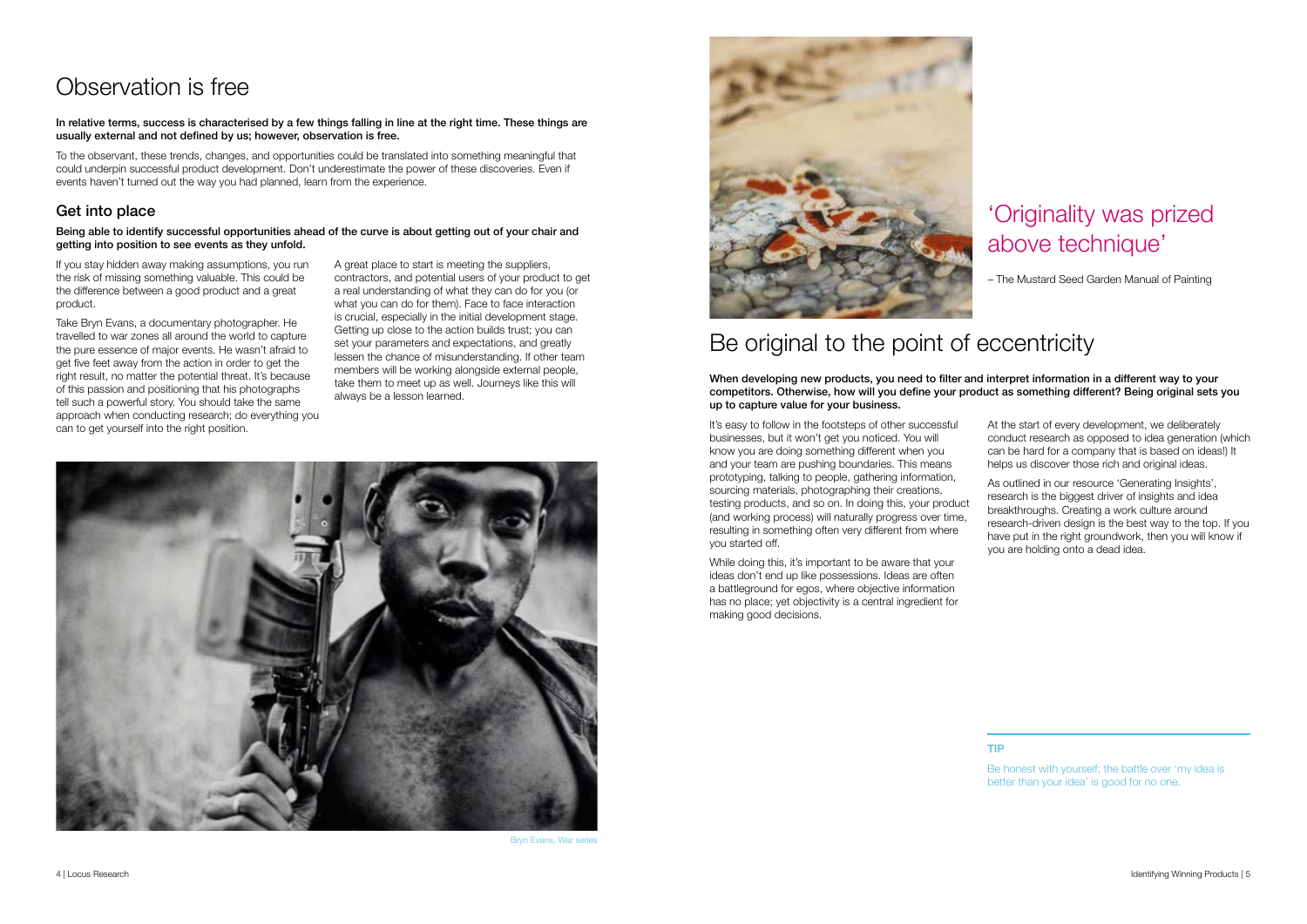# Observation is free

**In relative terms, success is characterised by a few things falling in line at the right time. These things are usually external and not defined by us; however, observation is free.**

To the observant, these trends, changes, and opportunities could be translated into something meaningful that could underpin successful product development. Don't underestimate the power of these discoveries. Even if events haven't turned out the way you had planned, learn from the experience.

## Get into place

**Being able to identify successful opportunities ahead of the curve is about getting out of your chair and getting into position to see events as they unfold.**

If you stay hidden away making assumptions, you run the risk of missing something valuable. This could be the difference between a good product and a great product.

Take Bryn Evans, a documentary photographer. He travelled to war zones all around the world to capture the pure essence of major events. He wasn't afraid to get five feet away from the action in order to get the right result, no matter the potential threat. It's because of this passion and positioning that his photographs tell such a powerful story. You should take the same approach when conducting research; do everything you can to get yourself into the right position.

A great place to start is meeting the suppliers, contractors, and potential users of your product to get a real understanding of what they can do for you (or what you can do for them). Face to face interaction is crucial, especially in the initial development stage. Getting up close to the action builds trust; you can set your parameters and expectations, and greatly lessen the chance of misunderstanding. If other team members will be working alongside external people, take them to meet up as well. Journeys like this will always be a lesson learned.

Bryn Evans, War series

## 'Originality was prized above technique'

– The Mustard Seed Garden Manual of Painting

# Be original to the point of eccentricity

**When developing new products, you need to filter and interpret information in a different way to your competitors. Otherwise, how will you define your product as something different? Being original sets you up to capture value for your business.**

It's easy to follow in the footsteps of other successful businesses, but it won't get you noticed. You will know you are doing something different when you and your team are pushing boundaries. This means prototyping, talking to people, gathering information, sourcing materials, photographing their creations, testing products, and so on. In doing this, your product (and working process) will naturally progress over time, resulting in something often very different from where you started off.

While doing this, it's important to be aware that your ideas don't end up like possessions. Ideas are often a battleground for egos, where objective information has no place; yet objectivity is a central ingredient for making good decisions.

At the start of every development, we deliberately conduct research as opposed to idea generation (which can be hard for a company that is based on ideas!) It helps us discover those rich and original ideas.

As outlined in our resource 'Generating Insights', research is the biggest driver of insights and idea breakthroughs. Creating a work culture around research-driven design is the best way to the top. If you have put in the right groundwork, then you will know if you are holding onto a dead idea.

**TIP**

Be honest with yourself; the battle over 'my idea is better than your idea' is good for no one.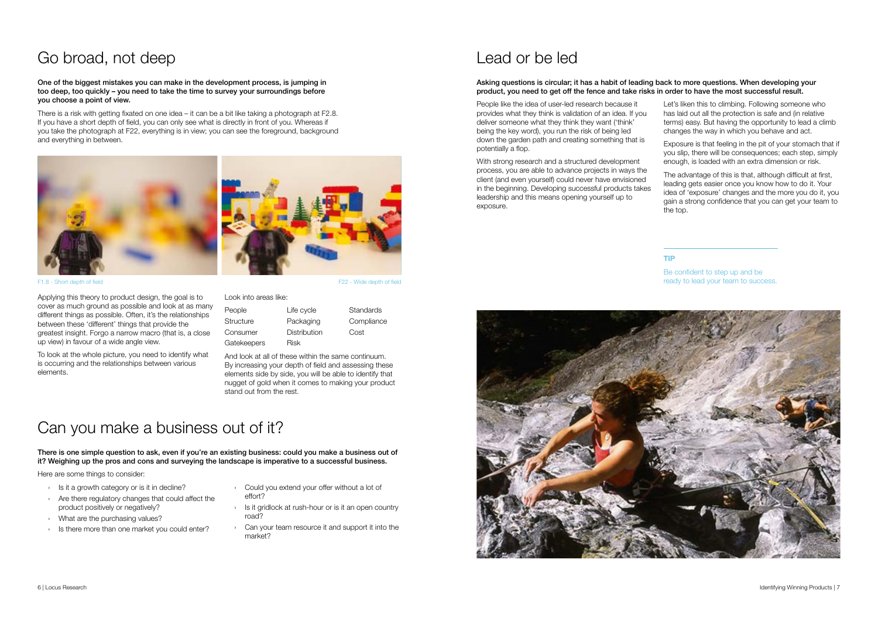# Go broad, not deep

**One of the biggest mistakes you can make in the development process, is jumping in too deep, too quickly – you need to take the time to survey your surroundings before you choose a point of view.**

There is a risk with getting fixated on one idea – it can be a bit like taking a photograph at F2.8. If you have a short depth of field, you can only see what is directly in front of you. Whereas if you take the photograph at F22, everything is in view; you can see the foreground, background and everything in between.

F1.8 - Short depth of field

F22 - Wide depth of field

Applying this theory to product design, the goal is to cover as much ground as possible and look at as many different things as possible. Often, it's the relationships between these 'different' things that provide the greatest insight. Forgo a narrow macro (that is, a close up view) in favour of a wide angle view.

To look at the whole picture, you need to identify what is occurring and the relationships between various elements.

Look into areas like:

| People | Life cycle | Standards |
|---|---|---|
| Structure | Packaging | Compliance |
| Consumer | Distribution | Cost |
| Gatekeepers | Risk | |

And look at all of these within the same continuum. By increasing your depth of field and assessing these elements side by side, you will be able to identify that nugget of gold when it comes to making your product stand out from the rest.

# Can you make a business out of it?

**There is one simple question to ask, even if you're an existing business: could you make a business out of it? Weighing up the pros and cons and surveying the landscape is imperative to a successful business.**

Here are some things to consider:

- Is it a growth category or is it in decline?
- Are there regulatory changes that could affect the product positively or negatively?
- What are the purchasing values?
- Is there more than one market you could enter?
- Could you extend your offer without a lot of effort?
- Is it gridlock at rush-hour or is it an open country road?
- Can your team resource it and support it into the market?

# Lead or be led

**Asking questions is circular; it has a habit of leading back to more questions. When developing your product, you need to get off the fence and take risks in order to have the most successful result.**

People like the idea of user-led research because it provides what they think is validation of an idea. If you deliver someone what they think they want ('think' being the key word), you run the risk of being led down the garden path and creating something that is potentially a flop.

With strong research and a structured development process, you are able to advance projects in ways the client (and even yourself) could never have envisioned in the beginning. Developing successful products takes leadership and this means opening yourself up to exposure.

Let's liken this to climbing. Following someone who has laid out all the protection is safe and (in relative terms) easy. But having the opportunity to lead a climb changes the way in which you behave and act.

Exposure is that feeling in the pit of your stomach that if you slip, there will be consequences; each step, simply enough, is loaded with an extra dimension or risk.

The advantage of this is that, although difficult at first, leading gets easier once you know how to do it. Your idea of 'exposure' changes and the more you do it, you gain a strong confidence that you can get your team to the top.

**TIP**

Be confident to step up and be ready to lead your team to success.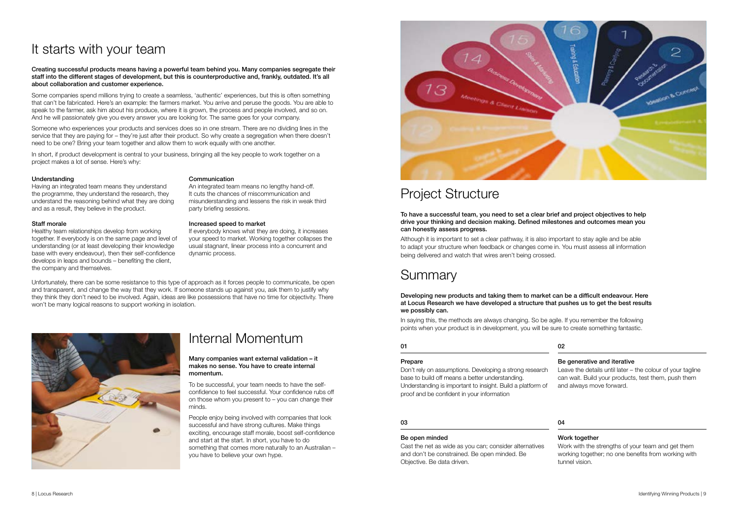# It starts with your team

**Creating successful products means having a powerful team behind you. Many companies segregate their staff into the different stages of development, but this is counterproductive and, frankly, outdated. It's all about collaboration and customer experience.**

Some companies spend millions trying to create a seamless, 'authentic' experiences, but this is often something that can't be fabricated. Here's an example: the farmers market. You arrive and peruse the goods. You are able to speak to the farmer, ask him about his produce, where it is grown, the process and people involved, and so on. And he will passionately give you every answer you are looking for. The same goes for your company.

Someone who experiences your products and services does so in one stream. There are no dividing lines in the service that they are paying for – they're just after their product. So why create a segregation when there doesn't need to be one? Bring your team together and allow them to work equally with one another.

In short, if product development is central to your business, bringing all the key people to work together on a project makes a lot of sense. Here's why:

**Understanding**
Having an integrated team means they understand the programme, they understand the research, they understand the reasoning behind what they are doing and as a result, they believe in the product.

**Staff morale**
Healthy team relationships develop from working together. If everybody is on the same page and level of understanding (or at least developing their knowledge base with every endeavour), then their self-confidence develops in leaps and bounds – benefiting the client, the company and themselves.

**Communication**
An integrated team means no lengthy hand-off. It cuts the chances of miscommunication and misunderstanding and lessens the risk in weak third party briefing sessions.

**Increased speed to market**
If everybody knows what they are doing, it increases your speed to market. Working together collapses the usual stagnant, linear process into a concurrent and dynamic process.

Unfortunately, there can be some resistance to this type of approach as it forces people to communicate, be open and transparent, and change the way that they work. If someone stands up against you, ask them to justify why they think they don't need to be involved. Again, ideas are like possessions that have no time for objectivity. There won't be many logical reasons to support working in isolation.

# Internal Momentum

**Many companies want external validation – it makes no sense. You have to create internal momentum.**

To be successful, your team needs to have the self-confidence to feel successful. Your confidence rubs off on those whom you present to – you can change their minds.

People enjoy being involved with companies that look successful and have strong cultures. Make things exciting, encourage staff morale, boost self-confidence and start at the start. In short, you have to do something that comes more naturally to an Australian – you have to believe your own hype.

# Project Structure

**To have a successful team, you need to set a clear brief and project objectives to help drive your thinking and decision making. Defined milestones and outcomes mean you can honestly assess progress.**

Although it is important to set a clear pathway, it is also important to stay agile and be able to adapt your structure when feedback or changes come in. You must assess all information being delivered and watch that wires aren't being crossed.

# Summary

**Developing new products and taking them to market can be a difficult endeavour. Here at Locus Research we have developed a structure that pushes us to get the best results we possibly can.**

In saying this, the methods are always changing. So be agile. If you remember the following points when your product is in development, you will be sure to create something fantastic.

**01**

**Prepare**
Don't rely on assumptions. Developing a strong research base to build off means a better understanding. Understanding is important to insight. Build a platform of proof and be confident in your information

**02**

**Be generative and iterative**
Leave the details until later – the colour of your tagline can wait. Build your products, test them, push them and always move forward.

**03**

**Be open minded**
Cast the net as wide as you can; consider alternatives and don't be constrained. Be open minded. Be Objective. Be data driven.

**04**

**Work together**
Work with the strengths of your team and get them working together; no one benefits from working with tunnel vision.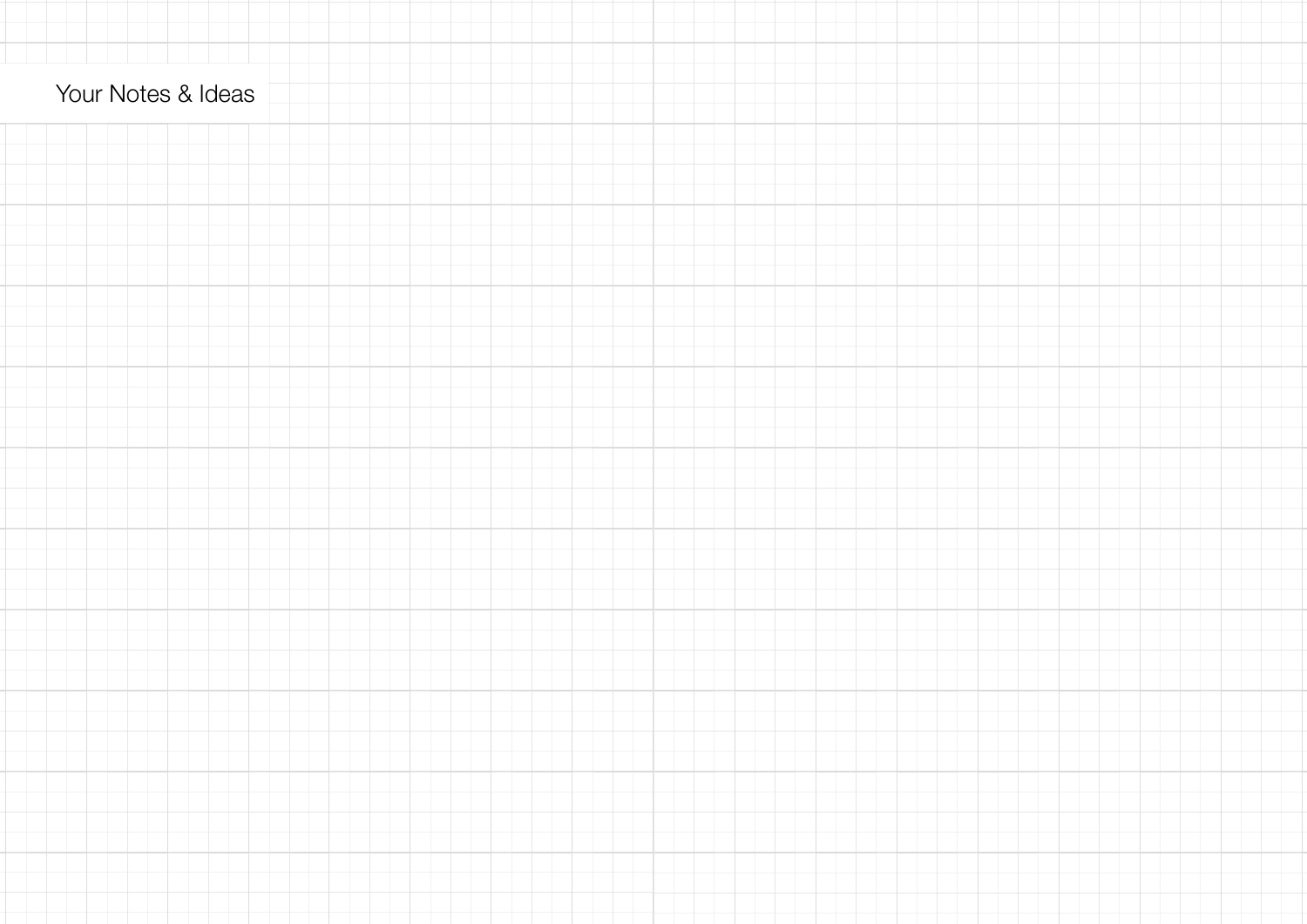Your Notes & Ideas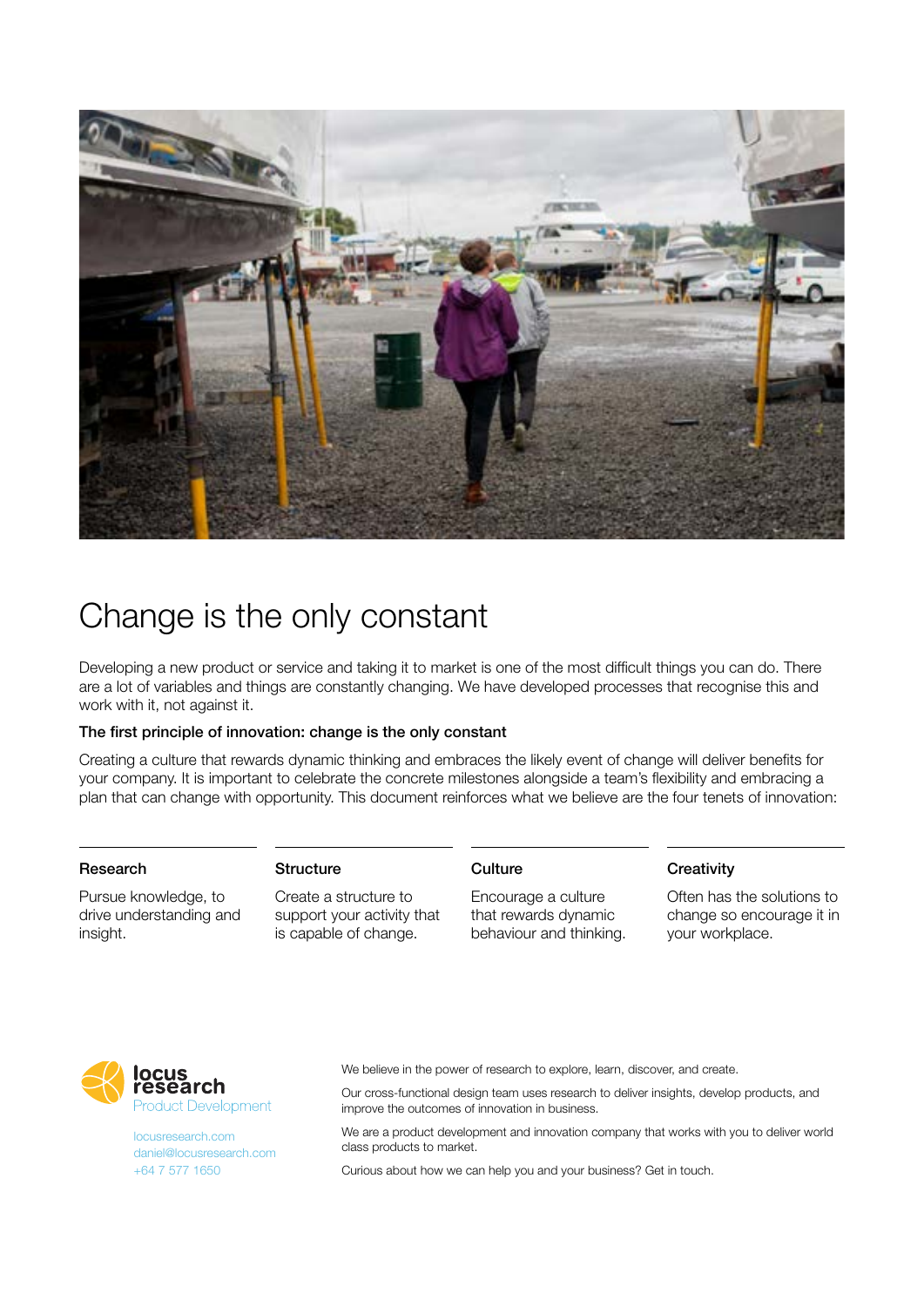# Change is the only constant

Developing a new product or service and taking it to market is one of the most difficult things you can do. There are a lot of variables and things are constantly changing. We have developed processes that recognise this and work with it, not against it.

**The first principle of innovation: change is the only constant**

Creating a culture that rewards dynamic thinking and embraces the likely event of change will deliver benefits for your company. It is important to celebrate the concrete milestones alongside a team's flexibility and embracing a plan that can change with opportunity. This document reinforces what we believe are the four tenets of innovation:

**Research**

Pursue knowledge, to drive understanding and insight.

**Structure**

Create a structure to support your activity that is capable of change.

**Culture**

Encourage a culture that rewards dynamic behaviour and thinking.

**Creativity**

Often has the solutions to change so encourage it in your workplace.

locus research
Product Development

locusresearch.com
daniel@locusresearch.com
+64 7 577 1650

We believe in the power of research to explore, learn, discover, and create.

Our cross-functional design team uses research to deliver insights, develop products, and improve the outcomes of innovation in business.

We are a product development and innovation company that works with you to deliver world class products to market.

Curious about how we can help you and your business? Get in touch.